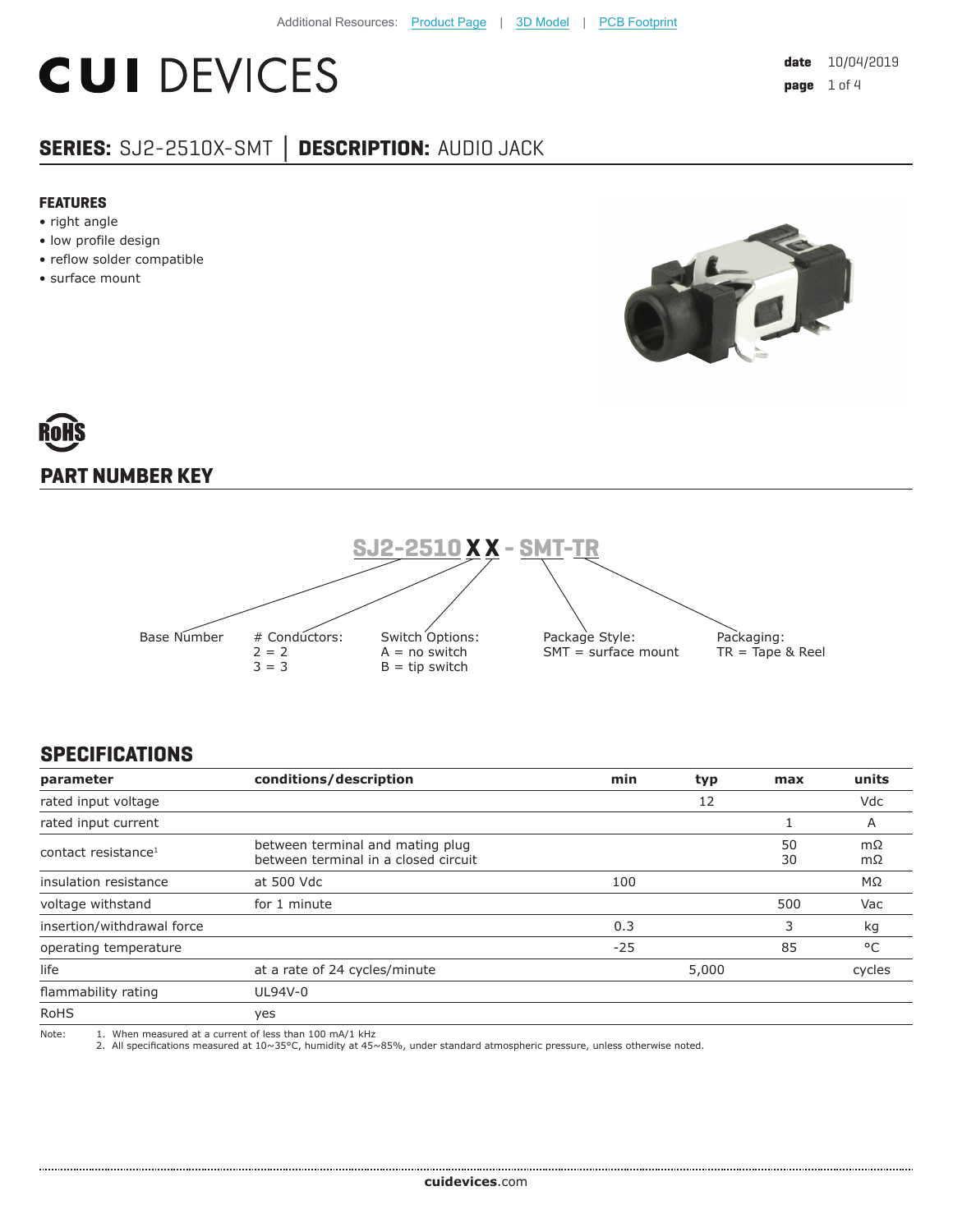Additional Resources: Product Page | 3D Model | PCB Footprint

# CUI DEVICES

date 10/04/2019

## SERIES: SJ2-2510X-SMT │ DESCRIPTION: AUDIO JACK

### FEATURES

- right angle
- low profile design
- reflow solder compatible
- surface mount

RoHS

## PART NUMBER KEY

SJ2-2510 X X - SMT-TR

- Base Number
- # Conductors: 2 = 2, 3 = 3
- Switch Options: A = no switch, B = tip switch
- Package Style: SMT = surface mount
- Packaging: TR = Tape & Reel

## SPECIFICATIONS

| parameter | conditions/description | min | typ | max | units |
|---|---|---|---|---|---|
| rated input voltage | | | 12 | | Vdc |
| rated input current | | | | 1 | A |
| contact resistance[1] | between terminal and mating plug<br>between terminal in a closed circuit | | | 50<br>30 | mΩ<br>mΩ |
| insulation resistance | at 500 Vdc | 100 | | | MΩ |
| voltage withstand | for 1 minute | | | 500 | Vac |
| insertion/withdrawal force | | 0.3 | | 3 | kg |
| operating temperature | | -25 | | 85 | °C |
| life | at a rate of 24 cycles/minute | | 5,000 | | cycles |
| flammability rating | UL94V-0 | | | | |
| RoHS | yes | | | | |

Note:
1. When measured at a current of less than 100 mA/1 kHz
2. All specifications measured at 10~35°C, humidity at 45~85%, under standard atmospheric pressure, unless otherwise noted.

cuidevices.com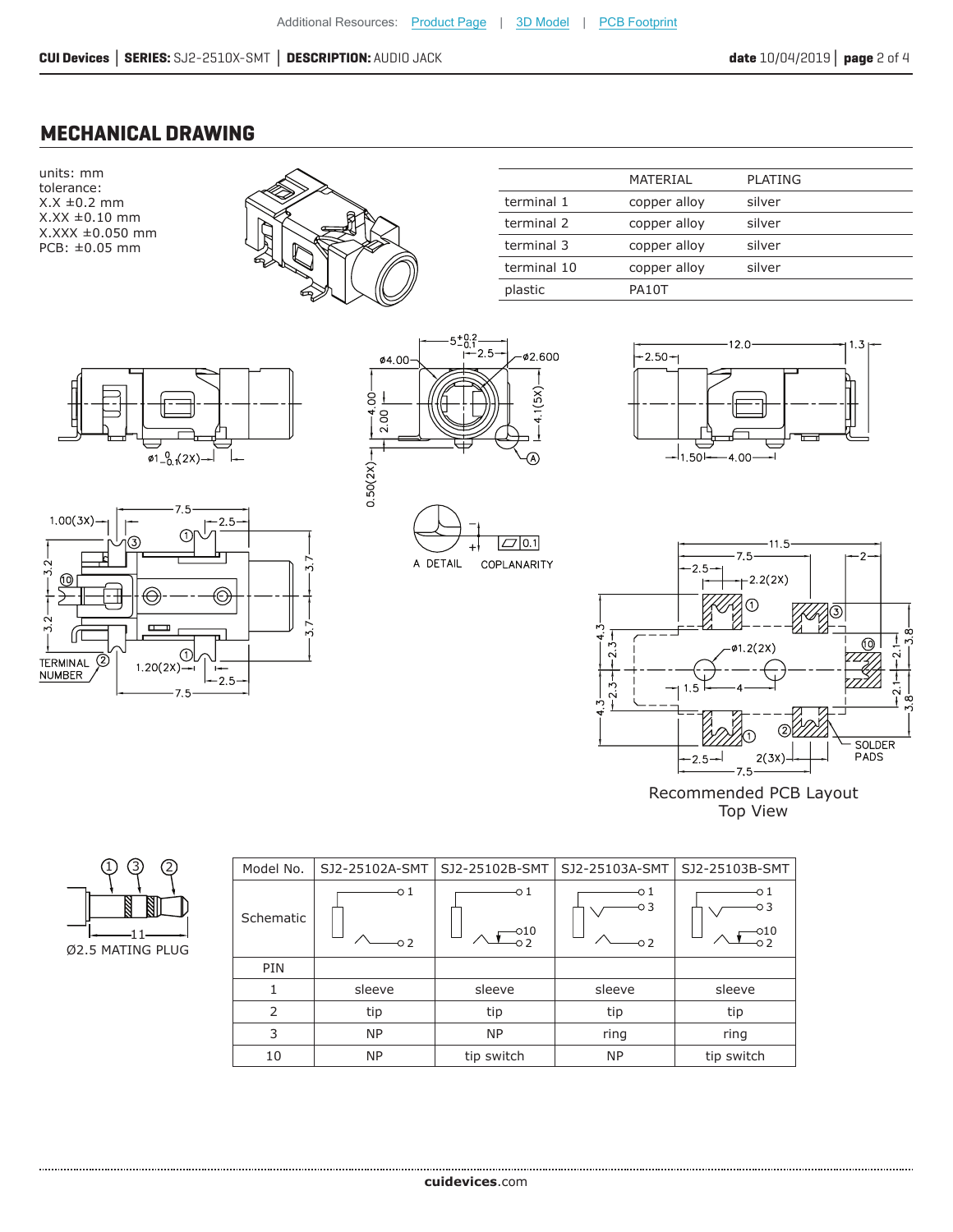## MECHANICAL DRAWING

units: mm
tolerance:
X.X ±0.2 mm
X.XX ±0.10 mm
X.XXX ±0.050 mm
PCB: ±0.05 mm

| | MATERIAL | PLATING |
|---|---|---|
| terminal 1 | copper alloy | silver |
| terminal 2 | copper alloy | silver |
| terminal 3 | copper alloy | silver |
| terminal 10 | copper alloy | silver |
| plastic | PA10T | |

A DETAIL

COPLANARITY

TERMINAL NUMBER

SOLDER PADS

Recommended PCB Layout
Top View

Ø2.5 MATING PLUG

| Model No. | SJ2-25102A-SMT | SJ2-25102B-SMT | SJ2-25103A-SMT | SJ2-25103B-SMT |
|---|---|---|---|---|
| Schematic | | | | |
| PIN | | | | |
| 1 | sleeve | sleeve | sleeve | sleeve |
| 2 | tip | tip | tip | tip |
| 3 | NP | NP | ring | ring |
| 10 | NP | tip switch | NP | tip switch |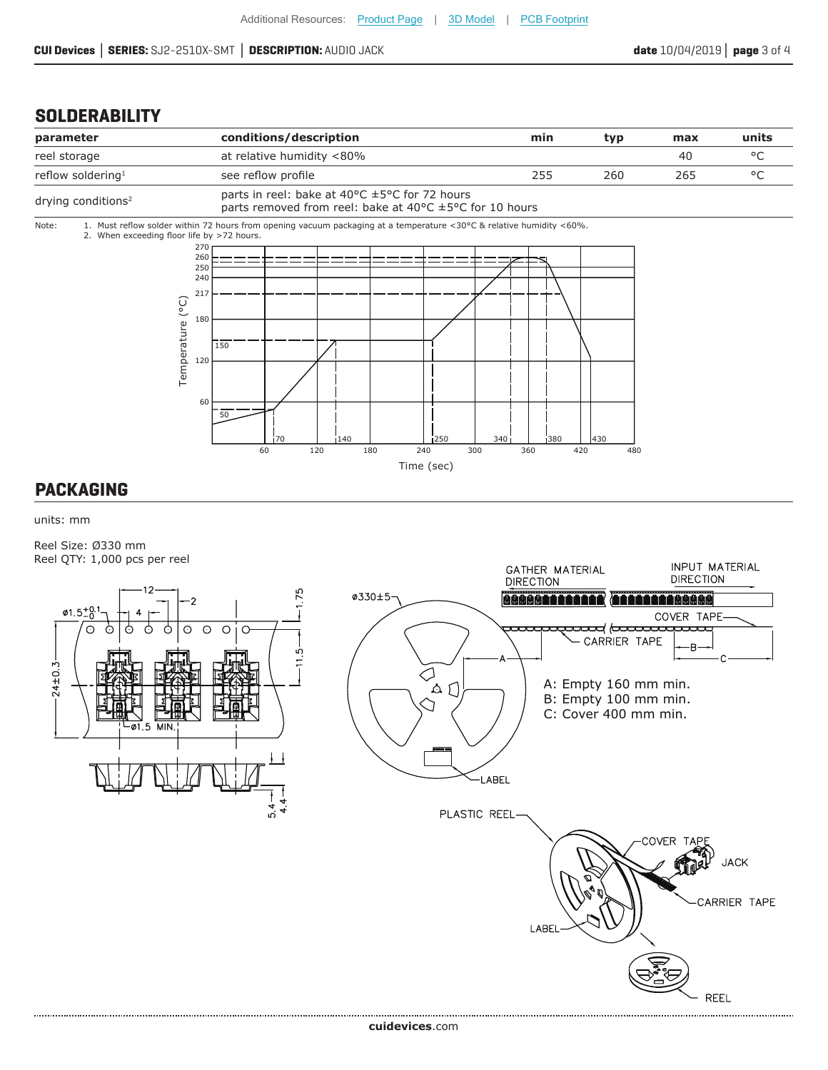## SOLDERABILITY

| parameter | conditions/description | min | typ | max | units |
|---|---|---|---|---|---|
| reel storage | at relative humidity <80% | | | 40 | °C |
| reflow soldering[1] | see reflow profile | 255 | 260 | 265 | °C |
| drying conditions[2] | parts in reel: bake at 40°C ±5°C for 72 hours<br>parts removed from reel: bake at 40°C ±5°C for 10 hours | | | | |

Note:
1. Must reflow solder within 72 hours from opening vacuum packaging at a temperature <30°C & relative humidity <60%.
2. When exceeding floor life by >72 hours.

## PACKAGING

units: mm

Reel Size: Ø330 mm
Reel QTY: 1,000 pcs per reel

A: Empty 160 mm min.
B: Empty 100 mm min.
C: Cover 400 mm min.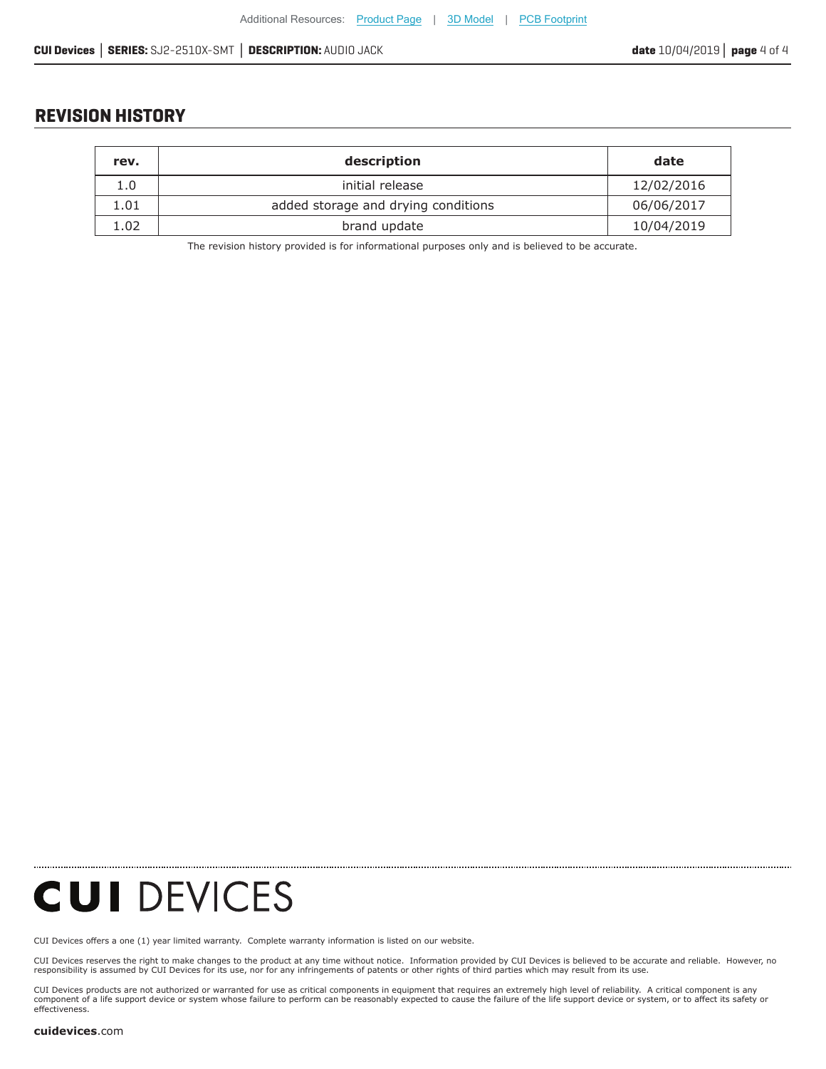## REVISION HISTORY

| rev. | description | date |
|---|---|---|
| 1.0 | initial release | 12/02/2016 |
| 1.01 | added storage and drying conditions | 06/06/2017 |
| 1.02 | brand update | 10/04/2019 |

The revision history provided is for informational purposes only and is believed to be accurate.

**CUI** DEVICES

CUI Devices offers a one (1) year limited warranty. Complete warranty information is listed on our website.

CUI Devices reserves the right to make changes to the product at any time without notice. Information provided by CUI Devices is believed to be accurate and reliable. However, no responsibility is assumed by CUI Devices for its use, nor for any infringements of patents or other rights of third parties which may result from its use.

CUI Devices products are not authorized or warranted for use as critical components in equipment that requires an extremely high level of reliability. A critical component is any component of a life support device or system whose failure to perform can be reasonably expected to cause the failure of the life support device or system, or to affect its safety or effectiveness.

**cuidevices**.com